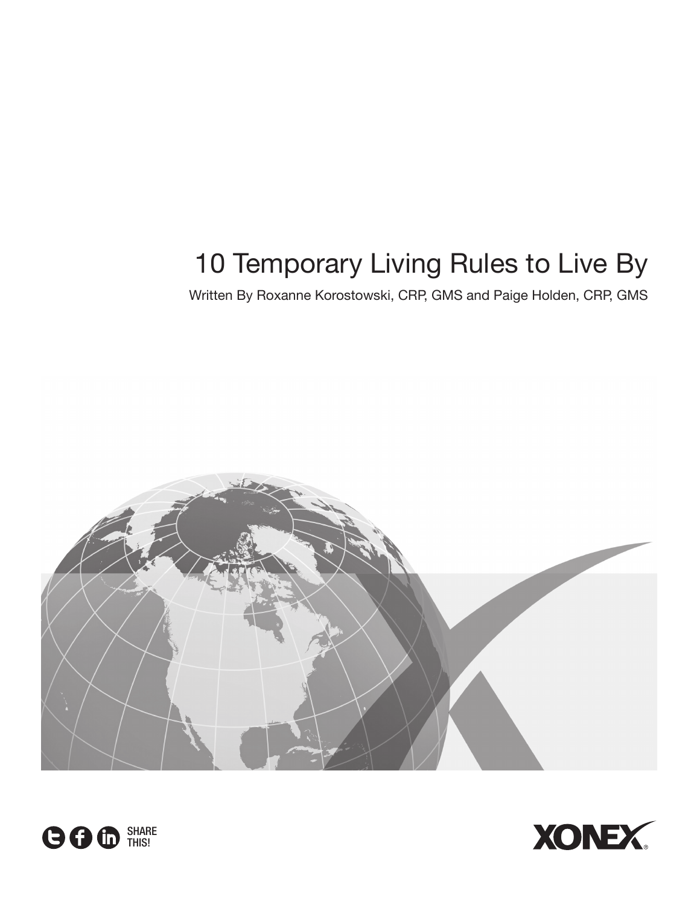# 10 Temporary Living Rules to Live By

Written By Roxanne Korostowski, CRP, GMS and Paige Holden, CRP, GMS

SHARE THIS!

XONEX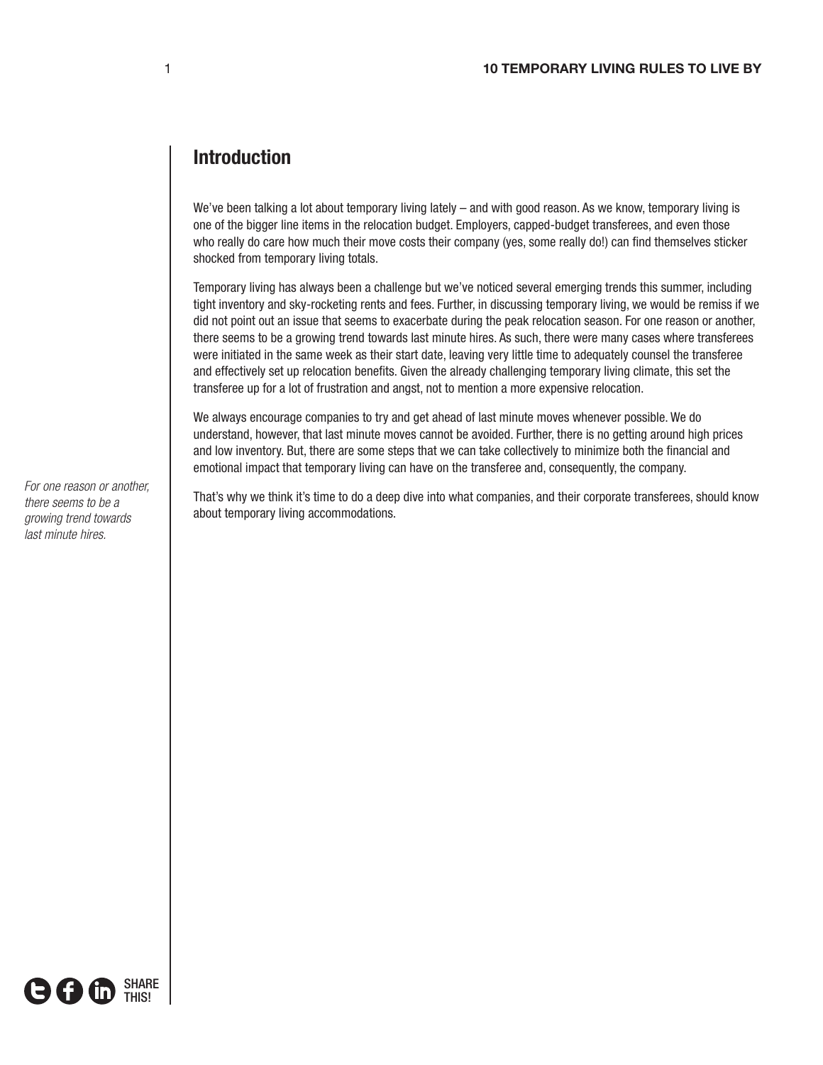## Introduction

We've been talking a lot about temporary living lately – and with good reason. As we know, temporary living is one of the bigger line items in the relocation budget. Employers, capped-budget transferees, and even those who really do care how much their move costs their company (yes, some really do!) can find themselves sticker shocked from temporary living totals.

Temporary living has always been a challenge but we've noticed several emerging trends this summer, including tight inventory and sky-rocketing rents and fees. Further, in discussing temporary living, we would be remiss if we did not point out an issue that seems to exacerbate during the peak relocation season. For one reason or another, there seems to be a growing trend towards last minute hires. As such, there were many cases where transferees were initiated in the same week as their start date, leaving very little time to adequately counsel the transferee and effectively set up relocation benefits. Given the already challenging temporary living climate, this set the transferee up for a lot of frustration and angst, not to mention a more expensive relocation.

*For one reason or another, there seems to be a growing trend towards last minute hires.*

We always encourage companies to try and get ahead of last minute moves whenever possible. We do understand, however, that last minute moves cannot be avoided. Further, there is no getting around high prices and low inventory. But, there are some steps that we can take collectively to minimize both the financial and emotional impact that temporary living can have on the transferee and, consequently, the company.

That's why we think it's time to do a deep dive into what companies, and their corporate transferees, should know about temporary living accommodations.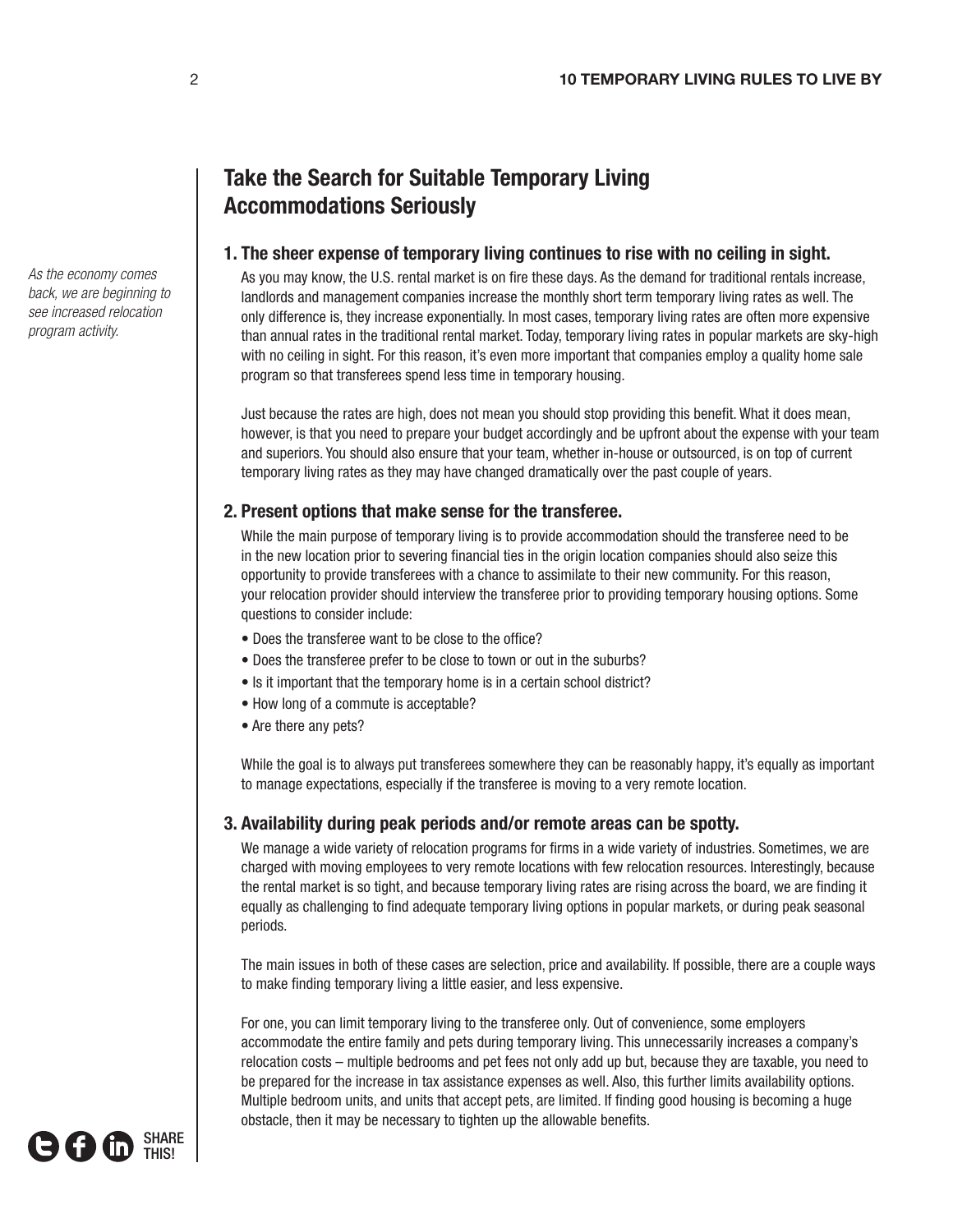## Take the Search for Suitable Temporary Living Accommodations Seriously

*As the economy comes back, we are beginning to see increased relocation program activity.*

### 1. The sheer expense of temporary living continues to rise with no ceiling in sight.

As you may know, the U.S. rental market is on fire these days. As the demand for traditional rentals increase, landlords and management companies increase the monthly short term temporary living rates as well. The only difference is, they increase exponentially. In most cases, temporary living rates are often more expensive than annual rates in the traditional rental market. Today, temporary living rates in popular markets are sky-high with no ceiling in sight. For this reason, it's even more important that companies employ a quality home sale program so that transferees spend less time in temporary housing.

Just because the rates are high, does not mean you should stop providing this benefit. What it does mean, however, is that you need to prepare your budget accordingly and be upfront about the expense with your team and superiors. You should also ensure that your team, whether in-house or outsourced, is on top of current temporary living rates as they may have changed dramatically over the past couple of years.

### 2. Present options that make sense for the transferee.

While the main purpose of temporary living is to provide accommodation should the transferee need to be in the new location prior to severing financial ties in the origin location companies should also seize this opportunity to provide transferees with a chance to assimilate to their new community. For this reason, your relocation provider should interview the transferee prior to providing temporary housing options. Some questions to consider include:

- Does the transferee want to be close to the office?
- Does the transferee prefer to be close to town or out in the suburbs?
- Is it important that the temporary home is in a certain school district?
- How long of a commute is acceptable?
- Are there any pets?

While the goal is to always put transferees somewhere they can be reasonably happy, it's equally as important to manage expectations, especially if the transferee is moving to a very remote location.

### 3. Availability during peak periods and/or remote areas can be spotty.

We manage a wide variety of relocation programs for firms in a wide variety of industries. Sometimes, we are charged with moving employees to very remote locations with few relocation resources. Interestingly, because the rental market is so tight, and because temporary living rates are rising across the board, we are finding it equally as challenging to find adequate temporary living options in popular markets, or during peak seasonal periods.

The main issues in both of these cases are selection, price and availability. If possible, there are a couple ways to make finding temporary living a little easier, and less expensive.

For one, you can limit temporary living to the transferee only. Out of convenience, some employers accommodate the entire family and pets during temporary living. This unnecessarily increases a company's relocation costs – multiple bedrooms and pet fees not only add up but, because they are taxable, you need to be prepared for the increase in tax assistance expenses as well. Also, this further limits availability options. Multiple bedroom units, and units that accept pets, are limited. If finding good housing is becoming a huge obstacle, then it may be necessary to tighten up the allowable benefits.

SHARE THIS!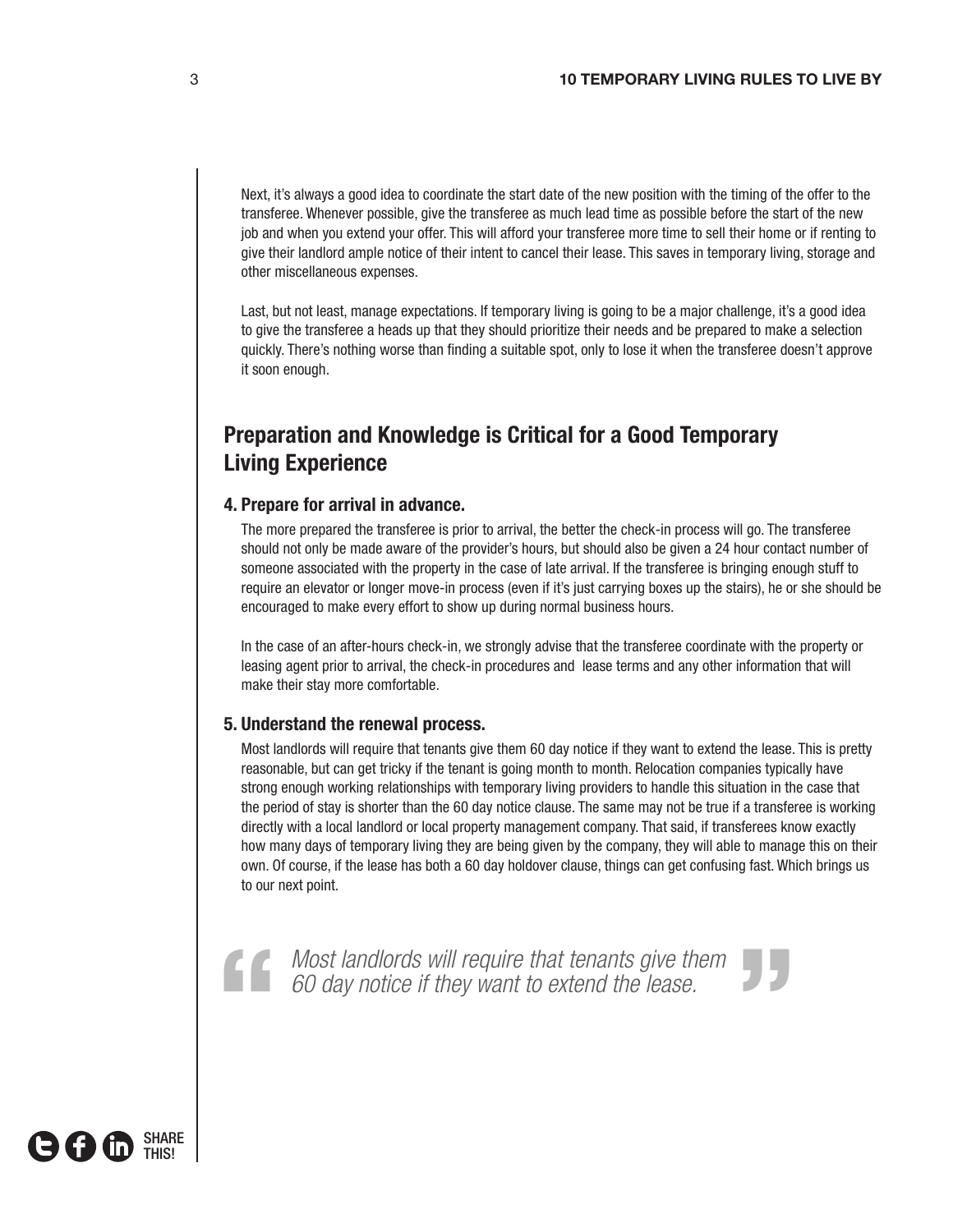Next, it's always a good idea to coordinate the start date of the new position with the timing of the offer to the transferee. Whenever possible, give the transferee as much lead time as possible before the start of the new job and when you extend your offer. This will afford your transferee more time to sell their home or if renting to give their landlord ample notice of their intent to cancel their lease. This saves in temporary living, storage and other miscellaneous expenses.

Last, but not least, manage expectations. If temporary living is going to be a major challenge, it's a good idea to give the transferee a heads up that they should prioritize their needs and be prepared to make a selection quickly. There's nothing worse than finding a suitable spot, only to lose it when the transferee doesn't approve it soon enough.

## Preparation and Knowledge is Critical for a Good Temporary Living Experience

### 4. Prepare for arrival in advance.

The more prepared the transferee is prior to arrival, the better the check-in process will go. The transferee should not only be made aware of the provider's hours, but should also be given a 24 hour contact number of someone associated with the property in the case of late arrival. If the transferee is bringing enough stuff to require an elevator or longer move-in process (even if it's just carrying boxes up the stairs), he or she should be encouraged to make every effort to show up during normal business hours.

In the case of an after-hours check-in, we strongly advise that the transferee coordinate with the property or leasing agent prior to arrival, the check-in procedures and lease terms and any other information that will make their stay more comfortable.

### 5. Understand the renewal process.

Most landlords will require that tenants give them 60 day notice if they want to extend the lease. This is pretty reasonable, but can get tricky if the tenant is going month to month. Relocation companies typically have strong enough working relationships with temporary living providers to handle this situation in the case that the period of stay is shorter than the 60 day notice clause. The same may not be true if a transferee is working directly with a local landlord or local property management company. That said, if transferees know exactly how many days of temporary living they are being given by the company, they will able to manage this on their own. Of course, if the lease has both a 60 day holdover clause, things can get confusing fast. Which brings us to our next point.

> *Most landlords will require that tenants give them 60 day notice if they want to extend the lease.*

SHARE THIS!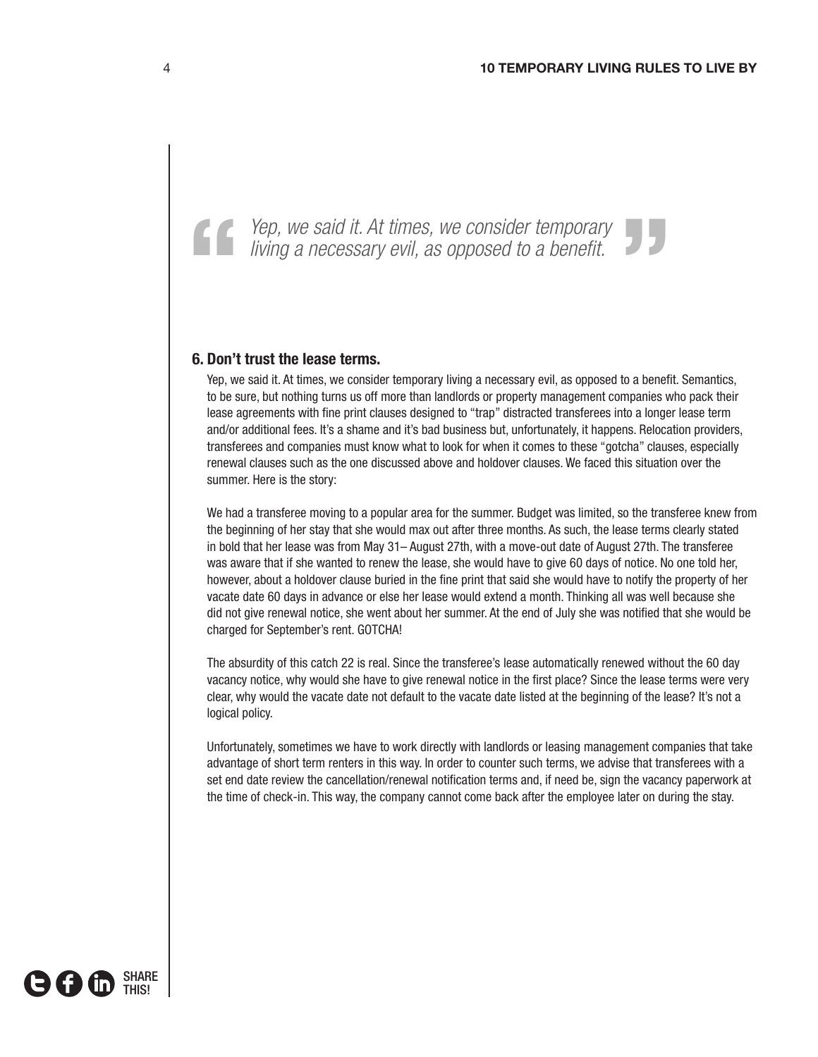> *Yep, we said it. At times, we consider temporary living a necessary evil, as opposed to a benefit.*

### 6. Don't trust the lease terms.

Yep, we said it. At times, we consider temporary living a necessary evil, as opposed to a benefit. Semantics, to be sure, but nothing turns us off more than landlords or property management companies who pack their lease agreements with fine print clauses designed to "trap" distracted transferees into a longer lease term and/or additional fees. It's a shame and it's bad business but, unfortunately, it happens. Relocation providers, transferees and companies must know what to look for when it comes to these "gotcha" clauses, especially renewal clauses such as the one discussed above and holdover clauses. We faced this situation over the summer. Here is the story:

We had a transferee moving to a popular area for the summer. Budget was limited, so the transferee knew from the beginning of her stay that she would max out after three months. As such, the lease terms clearly stated in bold that her lease was from May 31– August 27th, with a move-out date of August 27th. The transferee was aware that if she wanted to renew the lease, she would have to give 60 days of notice. No one told her, however, about a holdover clause buried in the fine print that said she would have to notify the property of her vacate date 60 days in advance or else her lease would extend a month. Thinking all was well because she did not give renewal notice, she went about her summer. At the end of July she was notified that she would be charged for September's rent. GOTCHA!

The absurdity of this catch 22 is real. Since the transferee's lease automatically renewed without the 60 day vacancy notice, why would she have to give renewal notice in the first place? Since the lease terms were very clear, why would the vacate date not default to the vacate date listed at the beginning of the lease? It's not a logical policy.

Unfortunately, sometimes we have to work directly with landlords or leasing management companies that take advantage of short term renters in this way. In order to counter such terms, we advise that transferees with a set end date review the cancellation/renewal notification terms and, if need be, sign the vacancy paperwork at the time of check-in. This way, the company cannot come back after the employee later on during the stay.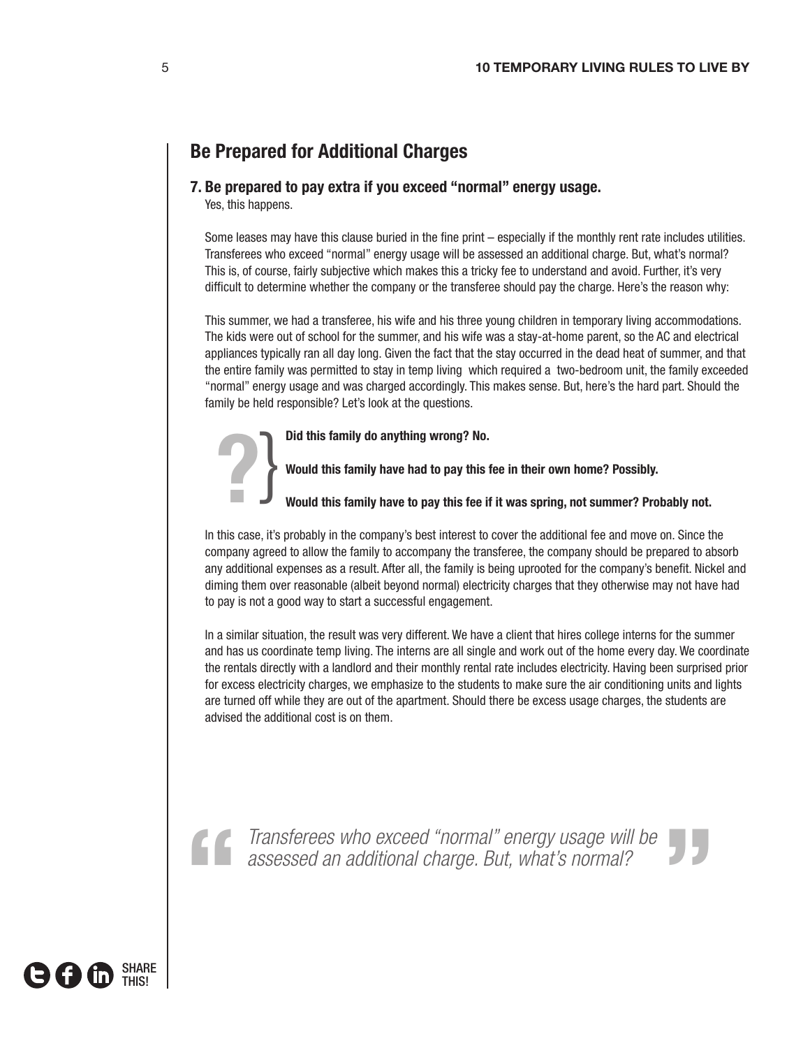## Be Prepared for Additional Charges

### 7. Be prepared to pay extra if you exceed "normal" energy usage.

Yes, this happens.

Some leases may have this clause buried in the fine print – especially if the monthly rent rate includes utilities. Transferees who exceed "normal" energy usage will be assessed an additional charge. But, what's normal? This is, of course, fairly subjective which makes this a tricky fee to understand and avoid. Further, it's very difficult to determine whether the company or the transferee should pay the charge. Here's the reason why:

This summer, we had a transferee, his wife and his three young children in temporary living accommodations. The kids were out of school for the summer, and his wife was a stay-at-home parent, so the AC and electrical appliances typically ran all day long. Given the fact that the stay occurred in the dead heat of summer, and that the entire family was permitted to stay in temp living which required a two-bedroom unit, the family exceeded "normal" energy usage and was charged accordingly. This makes sense. But, here's the hard part. Should the family be held responsible? Let's look at the questions.

**Did this family do anything wrong? No.**

**Would this family have had to pay this fee in their own home? Possibly.**

**Would this family have to pay this fee if it was spring, not summer? Probably not.**

In this case, it's probably in the company's best interest to cover the additional fee and move on. Since the company agreed to allow the family to accompany the transferee, the company should be prepared to absorb any additional expenses as a result. After all, the family is being uprooted for the company's benefit. Nickel and diming them over reasonable (albeit beyond normal) electricity charges that they otherwise may not have had to pay is not a good way to start a successful engagement.

In a similar situation, the result was very different. We have a client that hires college interns for the summer and has us coordinate temp living. The interns are all single and work out of the home every day. We coordinate the rentals directly with a landlord and their monthly rental rate includes electricity. Having been surprised prior for excess electricity charges, we emphasize to the students to make sure the air conditioning units and lights are turned off while they are out of the apartment. Should there be excess usage charges, the students are advised the additional cost is on them.

> *Transferees who exceed "normal" energy usage will be assessed an additional charge. But, what's normal?*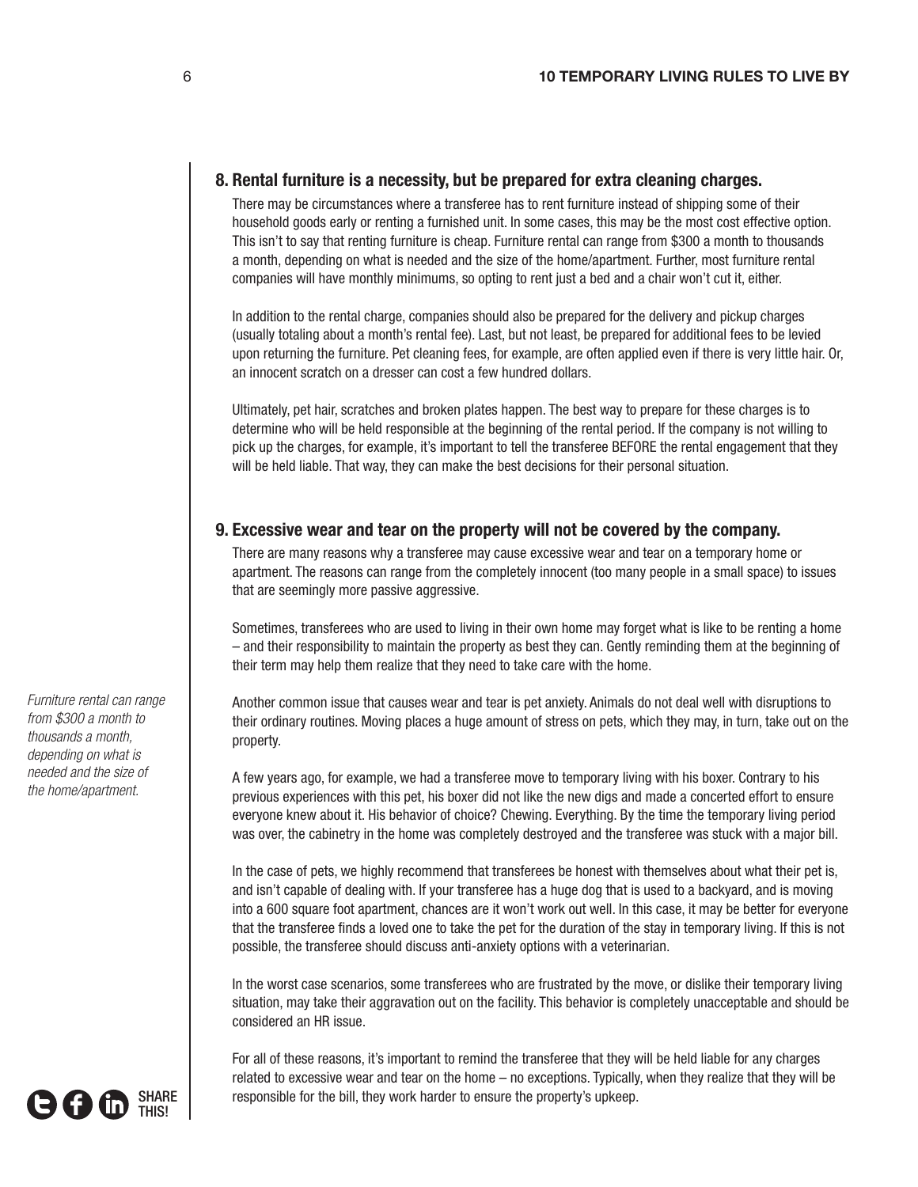## 8. Rental furniture is a necessity, but be prepared for extra cleaning charges.

There may be circumstances where a transferee has to rent furniture instead of shipping some of their household goods early or renting a furnished unit. In some cases, this may be the most cost effective option. This isn't to say that renting furniture is cheap. Furniture rental can range from $300 a month to thousands a month, depending on what is needed and the size of the home/apartment. Further, most furniture rental companies will have monthly minimums, so opting to rent just a bed and a chair won't cut it, either.

In addition to the rental charge, companies should also be prepared for the delivery and pickup charges (usually totaling about a month's rental fee). Last, but not least, be prepared for additional fees to be levied upon returning the furniture. Pet cleaning fees, for example, are often applied even if there is very little hair. Or, an innocent scratch on a dresser can cost a few hundred dollars.

Ultimately, pet hair, scratches and broken plates happen. The best way to prepare for these charges is to determine who will be held responsible at the beginning of the rental period. If the company is not willing to pick up the charges, for example, it's important to tell the transferee BEFORE the rental engagement that they will be held liable. That way, they can make the best decisions for their personal situation.

## 9. Excessive wear and tear on the property will not be covered by the company.

There are many reasons why a transferee may cause excessive wear and tear on a temporary home or apartment. The reasons can range from the completely innocent (too many people in a small space) to issues that are seemingly more passive aggressive.

Sometimes, transferees who are used to living in their own home may forget what is like to be renting a home – and their responsibility to maintain the property as best they can. Gently reminding them at the beginning of their term may help them realize that they need to take care with the home.

*Furniture rental can range from $300 a month to thousands a month, depending on what is needed and the size of the home/apartment.*

Another common issue that causes wear and tear is pet anxiety. Animals do not deal well with disruptions to their ordinary routines. Moving places a huge amount of stress on pets, which they may, in turn, take out on the property.

A few years ago, for example, we had a transferee move to temporary living with his boxer. Contrary to his previous experiences with this pet, his boxer did not like the new digs and made a concerted effort to ensure everyone knew about it. His behavior of choice? Chewing. Everything. By the time the temporary living period was over, the cabinetry in the home was completely destroyed and the transferee was stuck with a major bill.

In the case of pets, we highly recommend that transferees be honest with themselves about what their pet is, and isn't capable of dealing with. If your transferee has a huge dog that is used to a backyard, and is moving into a 600 square foot apartment, chances are it won't work out well. In this case, it may be better for everyone that the transferee finds a loved one to take the pet for the duration of the stay in temporary living. If this is not possible, the transferee should discuss anti-anxiety options with a veterinarian.

In the worst case scenarios, some transferees who are frustrated by the move, or dislike their temporary living situation, may take their aggravation out on the facility. This behavior is completely unacceptable and should be considered an HR issue.

For all of these reasons, it's important to remind the transferee that they will be held liable for any charges related to excessive wear and tear on the home – no exceptions. Typically, when they realize that they will be responsible for the bill, they work harder to ensure the property's upkeep.

SHARE THIS!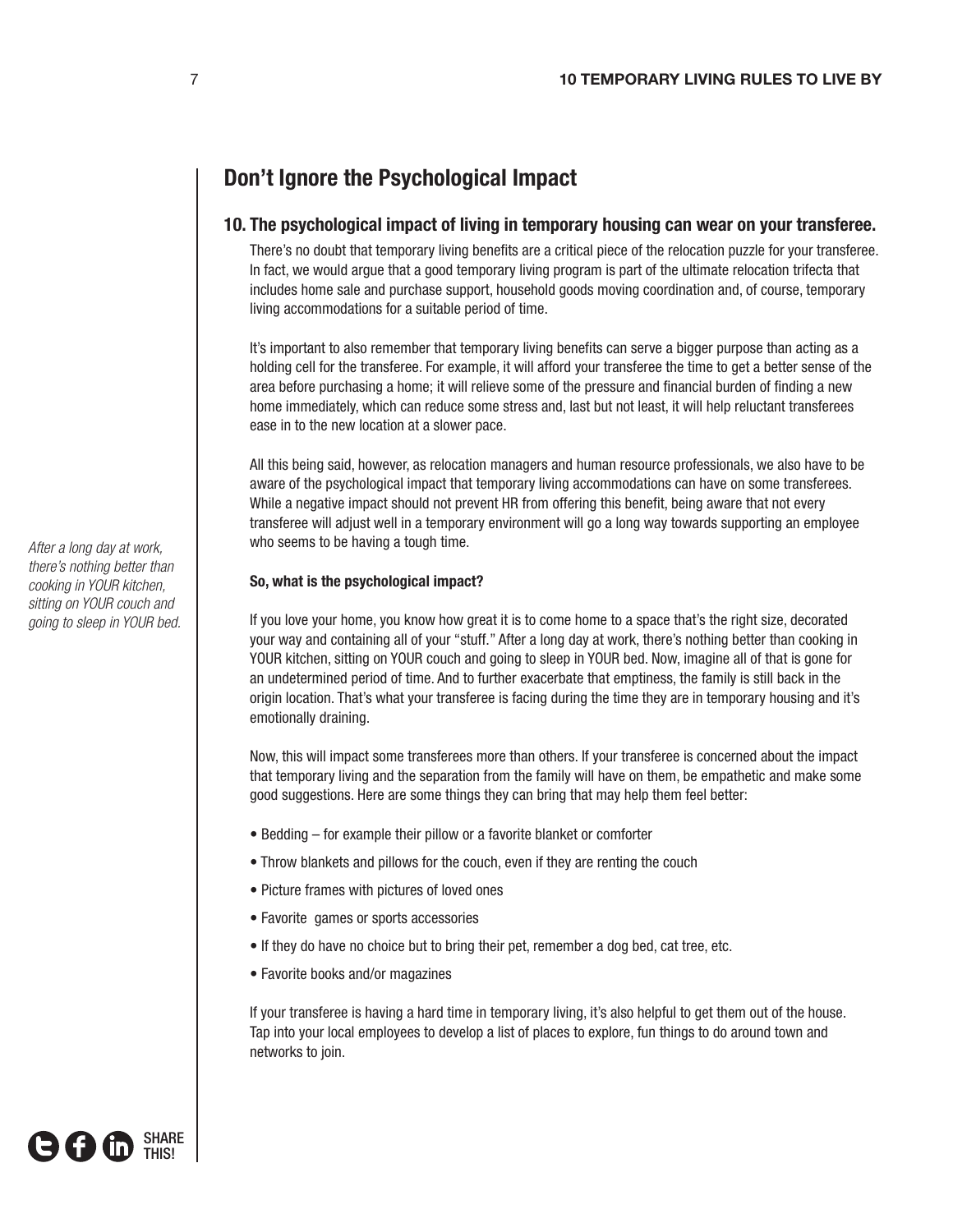## Don't Ignore the Psychological Impact

### 10. The psychological impact of living in temporary housing can wear on your transferee.

There's no doubt that temporary living benefits are a critical piece of the relocation puzzle for your transferee. In fact, we would argue that a good temporary living program is part of the ultimate relocation trifecta that includes home sale and purchase support, household goods moving coordination and, of course, temporary living accommodations for a suitable period of time.

It's important to also remember that temporary living benefits can serve a bigger purpose than acting as a holding cell for the transferee. For example, it will afford your transferee the time to get a better sense of the area before purchasing a home; it will relieve some of the pressure and financial burden of finding a new home immediately, which can reduce some stress and, last but not least, it will help reluctant transferees ease in to the new location at a slower pace.

All this being said, however, as relocation managers and human resource professionals, we also have to be aware of the psychological impact that temporary living accommodations can have on some transferees. While a negative impact should not prevent HR from offering this benefit, being aware that not every transferee will adjust well in a temporary environment will go a long way towards supporting an employee who seems to be having a tough time.

*After a long day at work, there's nothing better than cooking in YOUR kitchen, sitting on YOUR couch and going to sleep in YOUR bed.*

**So, what is the psychological impact?**

If you love your home, you know how great it is to come home to a space that's the right size, decorated your way and containing all of your "stuff." After a long day at work, there's nothing better than cooking in YOUR kitchen, sitting on YOUR couch and going to sleep in YOUR bed. Now, imagine all of that is gone for an undetermined period of time. And to further exacerbate that emptiness, the family is still back in the origin location. That's what your transferee is facing during the time they are in temporary housing and it's emotionally draining.

Now, this will impact some transferees more than others. If your transferee is concerned about the impact that temporary living and the separation from the family will have on them, be empathetic and make some good suggestions. Here are some things they can bring that may help them feel better:

- Bedding – for example their pillow or a favorite blanket or comforter
- Throw blankets and pillows for the couch, even if they are renting the couch
- Picture frames with pictures of loved ones
- Favorite games or sports accessories
- If they do have no choice but to bring their pet, remember a dog bed, cat tree, etc.
- Favorite books and/or magazines

If your transferee is having a hard time in temporary living, it's also helpful to get them out of the house. Tap into your local employees to develop a list of places to explore, fun things to do around town and networks to join.

SHARE THIS!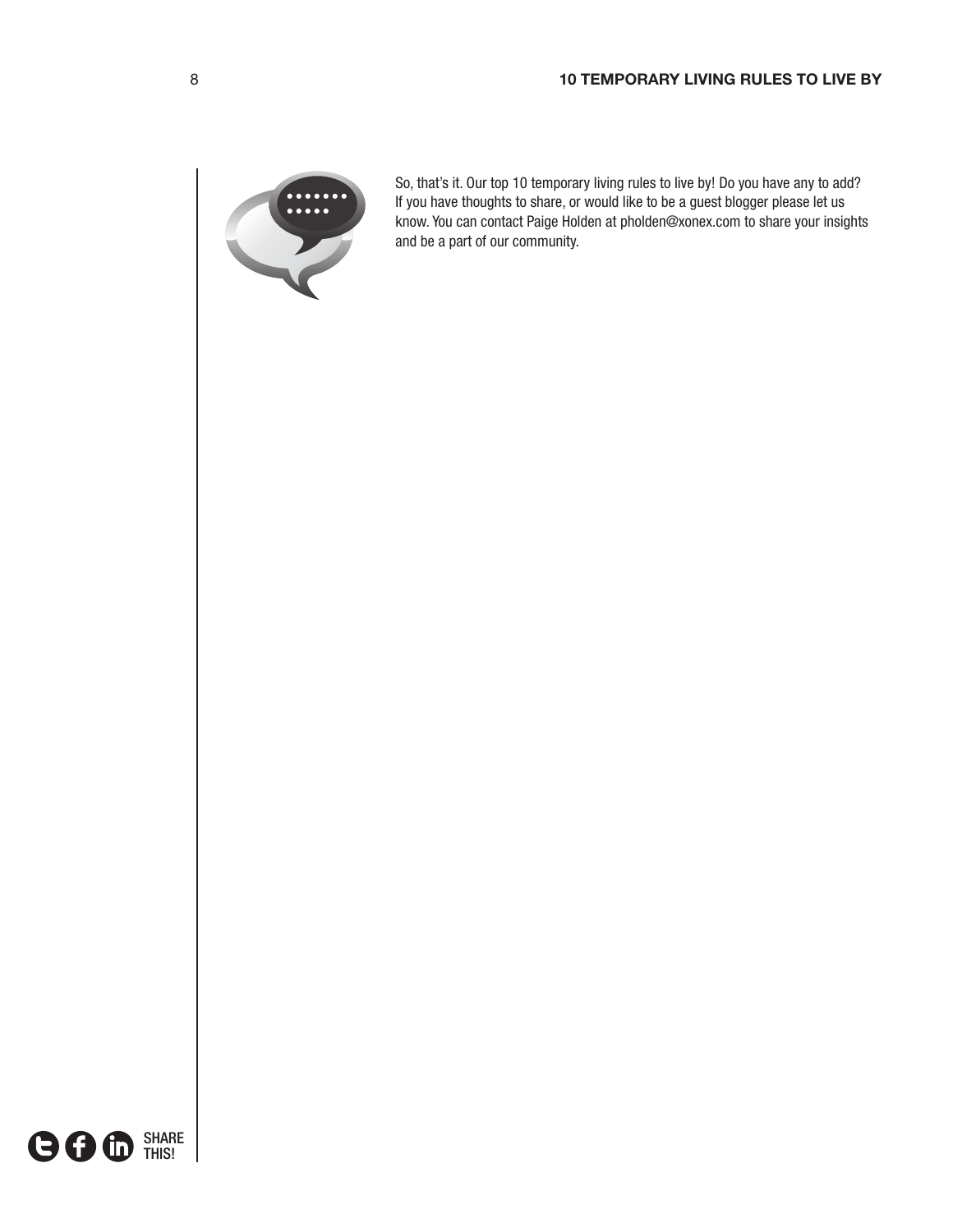So, that's it. Our top 10 temporary living rules to live by! Do you have any to add? If you have thoughts to share, or would like to be a guest blogger please let us know. You can contact Paige Holden at pholden@xonex.com to share your insights and be a part of our community.

SHARE THIS!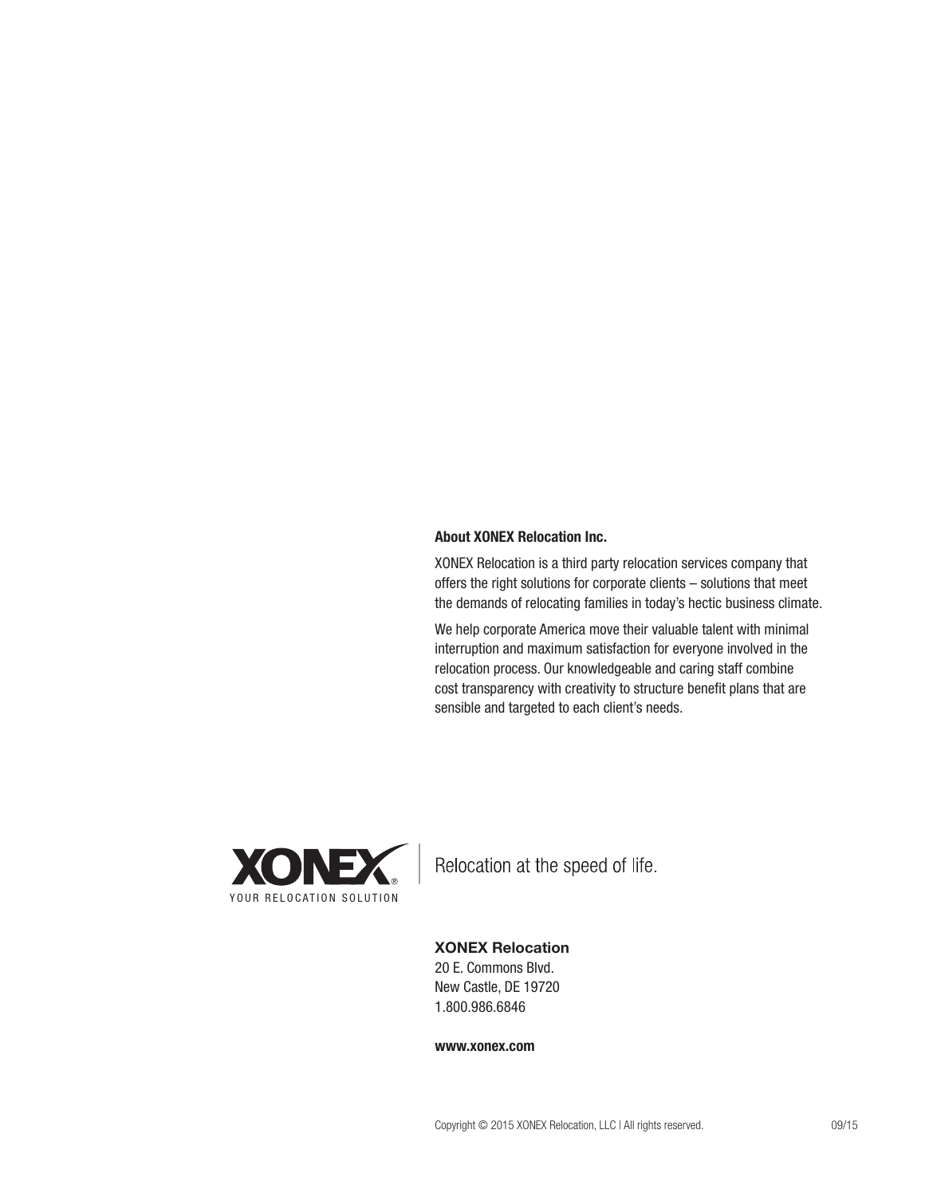**About XONEX Relocation Inc.**

XONEX Relocation is a third party relocation services company that offers the right solutions for corporate clients – solutions that meet the demands of relocating families in today's hectic business climate.

We help corporate America move their valuable talent with minimal interruption and maximum satisfaction for everyone involved in the relocation process. Our knowledgeable and caring staff combine cost transparency with creativity to structure benefit plans that are sensible and targeted to each client's needs.

XONEX®
YOUR RELOCATION SOLUTION

Relocation at the speed of life.

**XONEX Relocation**
20 E. Commons Blvd.
New Castle, DE 19720
1.800.986.6846

**www.xonex.com**

Copyright © 2015 XONEX Relocation, LLC | All rights reserved. 09/15